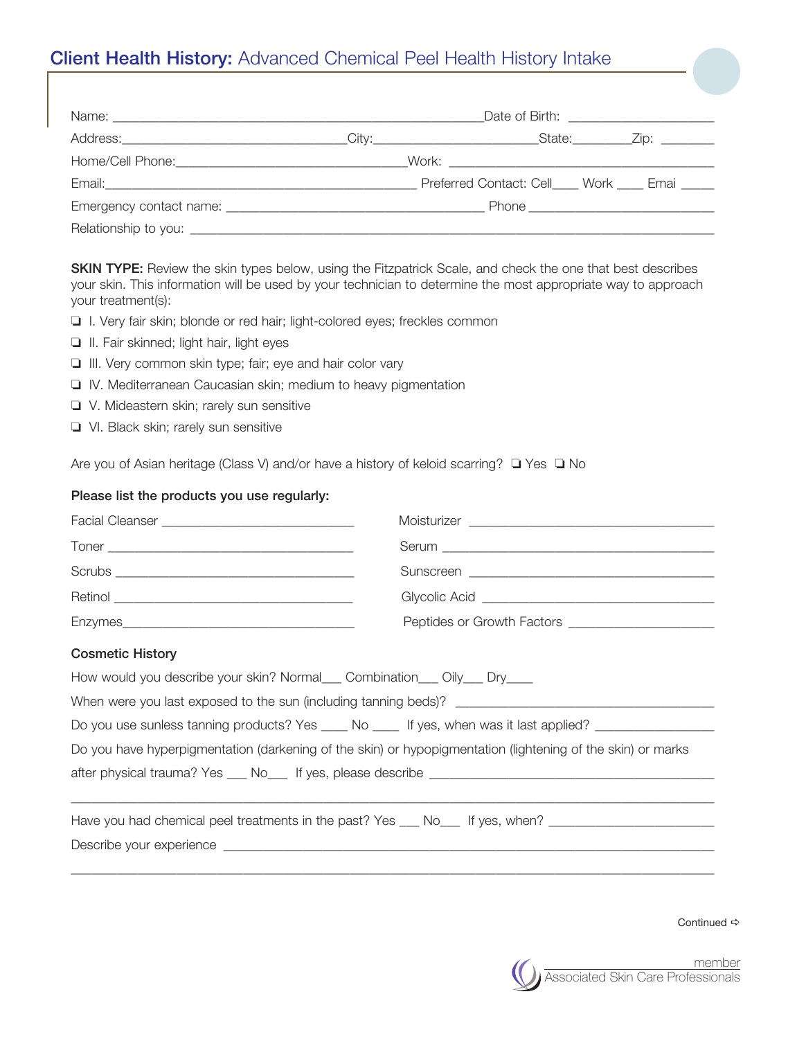# Client Health History: Advanced Chemical Peel Health History Intake

Name: ______________________________________________ Date of Birth: ____________________

Address: ______________________________ City: ______________________ State: ________ Zip: ________

Home/Cell Phone: ______________________________ Work: ____________________________________

Email: __________________________________________ Preferred Contact: Cell____ Work ____ Emai _____

Emergency contact name: __________________________________ Phone __________________________

Relationship to you: ________________________________________________________________________

**SKIN TYPE:** Review the skin types below, using the Fitzpatrick Scale, and check the one that best describes your skin. This information will be used by your technician to determine the most appropriate way to approach your treatment(s):

- ❏ I. Very fair skin; blonde or red hair; light-colored eyes; freckles common
- ❏ II. Fair skinned; light hair, light eyes
- ❏ III. Very common skin type; fair; eye and hair color vary
- ❏ IV. Mediterranean Caucasian skin; medium to heavy pigmentation
- ❏ V. Mideastern skin; rarely sun sensitive
- ❏ VI. Black skin; rarely sun sensitive

Are you of Asian heritage (Class V) and/or have a history of keloid scarring? ❏ Yes ❏ No

**Please list the products you use regularly:**

Facial Cleanser ____________________________

Moisturizer ____________________________

Toner ____________________________

Serum ____________________________

Scrubs ____________________________

Sunscreen ____________________________

Retinol ____________________________

Glycolic Acid ____________________________

Enzymes ____________________________

Peptides or Growth Factors ____________________

**Cosmetic History**

How would you describe your skin? Normal___ Combination___ Oily___ Dry____

When were you last exposed to the sun (including tanning beds)? ________________________________

Do you use sunless tanning products? Yes ____ No ____ If yes, when was it last applied? ________________

Do you have hyperpigmentation (darkening of the skin) or hypopigmentation (lightening of the skin) or marks after physical trauma? Yes ___ No___ If yes, please describe ______________________________________

____________________________________________________________________________________

Have you had chemical peel treatments in the past? Yes ___ No___ If yes, when? ______________________

Describe your experience ____________________________________________________________________

____________________________________________________________________________________

Continued ⇨

member Associated Skin Care Professionals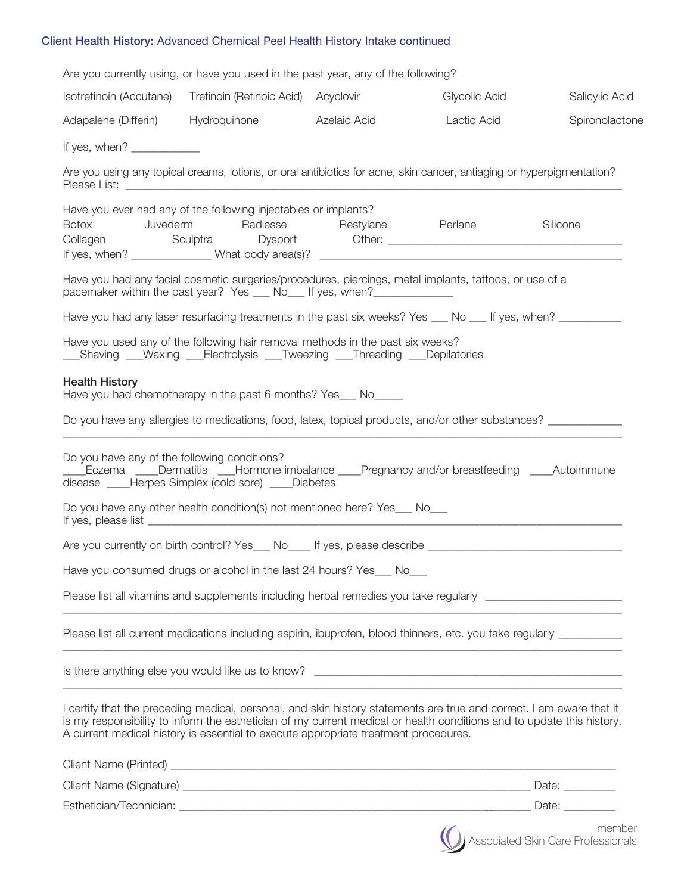## Client Health History: Advanced Chemical Peel Health History Intake continued

Are you currently using, or have you used in the past year, any of the following?

| | | | | |
|---|---|---|---|---|
| Isotretinoin (Accutane) | Tretinoin (Retinoic Acid) | Acyclovir | Glycolic Acid | Salicylic Acid |
| Adapalene (Differin) | Hydroquinone | Azelaic Acid | Lactic Acid | Spironolactone |

If yes, when? ____________

Are you using any topical creams, lotions, or oral antibiotics for acne, skin cancer, antiaging or hyperpigmentation? Please List: ____________________________________________

Have you ever had any of the following injectables or implants?

Botox Juvederm Radiesse Restylane Perlane Silicone
Collagen Sculptra Dysport Other: ______________________

If yes, when? _____________ What body area(s)? ______________________

Have you had any facial cosmetic surgeries/procedures, piercings, metal implants, tattoos, or use of a pacemaker within the past year? Yes ___ No___ If yes, when?_____________

Have you had any laser resurfacing treatments in the past six weeks? Yes ___ No ___ If yes, when? __________

Have you used any of the following hair removal methods in the past six weeks?
___Shaving ___Waxing ___Electrolysis ___Tweezing ___Threading ___Depilatories

**Health History**

Have you had chemotherapy in the past 6 months? Yes___ No_____

Do you have any allergies to medications, food, latex, topical products, and/or other substances? ____________
____________________________________________

Do you have any of the following conditions?
____Eczema ____Dermatitis ___Hormone imbalance ____Pregnancy and/or breastfeeding ____Autoimmune disease ____Herpes Simplex (cold sore) ____Diabetes

Do you have any other health condition(s) not mentioned here? Yes___ No___
If yes, please list ____________________________________________

Are you currently on birth control? Yes___ No____ If yes, please describe ______________________

Have you consumed drugs or alcohol in the last 24 hours? Yes___ No___

Please list all vitamins and supplements including herbal remedies you take regularly ______________________
____________________________________________

Please list all current medications including aspirin, ibuprofen, blood thinners, etc. you take regularly __________
____________________________________________

Is there anything else you would like us to know? ______________________
____________________________________________

I certify that the preceding medical, personal, and skin history statements are true and correct. I am aware that it is my responsibility to inform the esthetician of my current medical or health conditions and to update this history. A current medical history is essential to execute appropriate treatment procedures.

Client Name (Printed) ____________________________________________

Client Name (Signature) ______________________________ Date: ________

Esthetician/Technician: ______________________________ Date: ________

member
Associated Skin Care Professionals